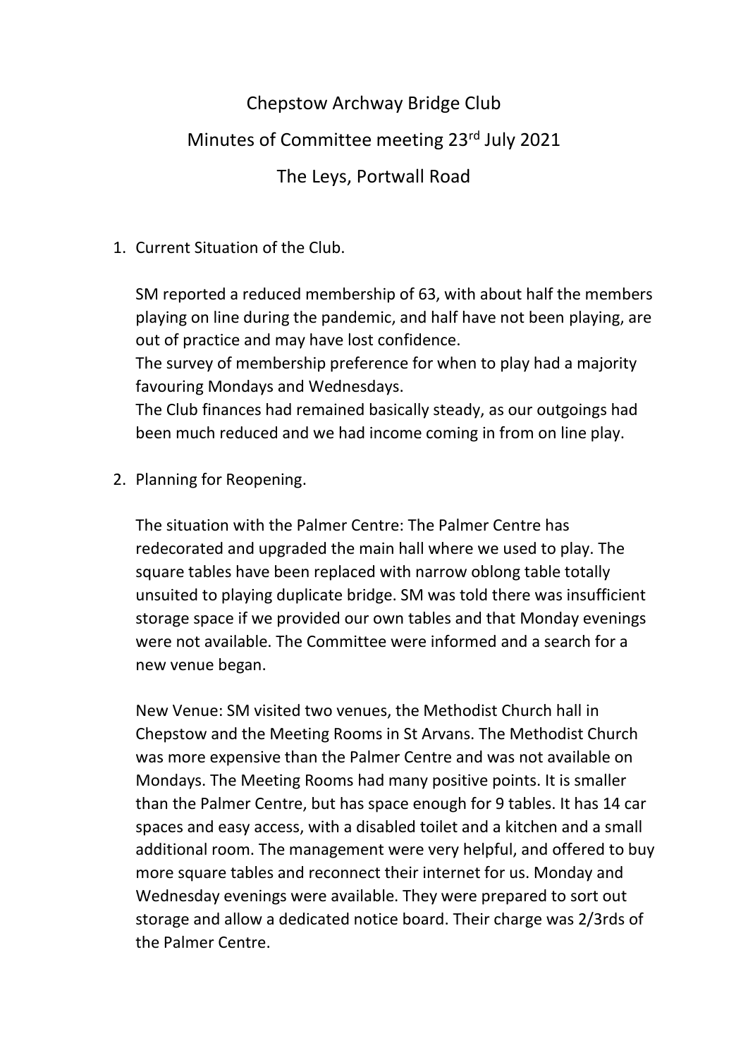# Chepstow Archway Bridge Club

## Minutes of Committee meeting 23rd July 2021

## The Leys, Portwall Road

1. Current Situation of the Club.

   SM reported a reduced membership of 63, with about half the members playing on line during the pandemic, and half have not been playing, are out of practice and may have lost confidence.
   The survey of membership preference for when to play had a majority favouring Mondays and Wednesdays.
   The Club finances had remained basically steady, as our outgoings had been much reduced and we had income coming in from on line play.

2. Planning for Reopening.

   The situation with the Palmer Centre: The Palmer Centre has redecorated and upgraded the main hall where we used to play. The square tables have been replaced with narrow oblong table totally unsuited to playing duplicate bridge. SM was told there was insufficient storage space if we provided our own tables and that Monday evenings were not available. The Committee were informed and a search for a new venue began.

   New Venue: SM visited two venues, the Methodist Church hall in Chepstow and the Meeting Rooms in St Arvans. The Methodist Church was more expensive than the Palmer Centre and was not available on Mondays. The Meeting Rooms had many positive points. It is smaller than the Palmer Centre, but has space enough for 9 tables. It has 14 car spaces and easy access, with a disabled toilet and a kitchen and a small additional room. The management were very helpful, and offered to buy more square tables and reconnect their internet for us. Monday and Wednesday evenings were available. They were prepared to sort out storage and allow a dedicated notice board. Their charge was 2/3rds of the Palmer Centre.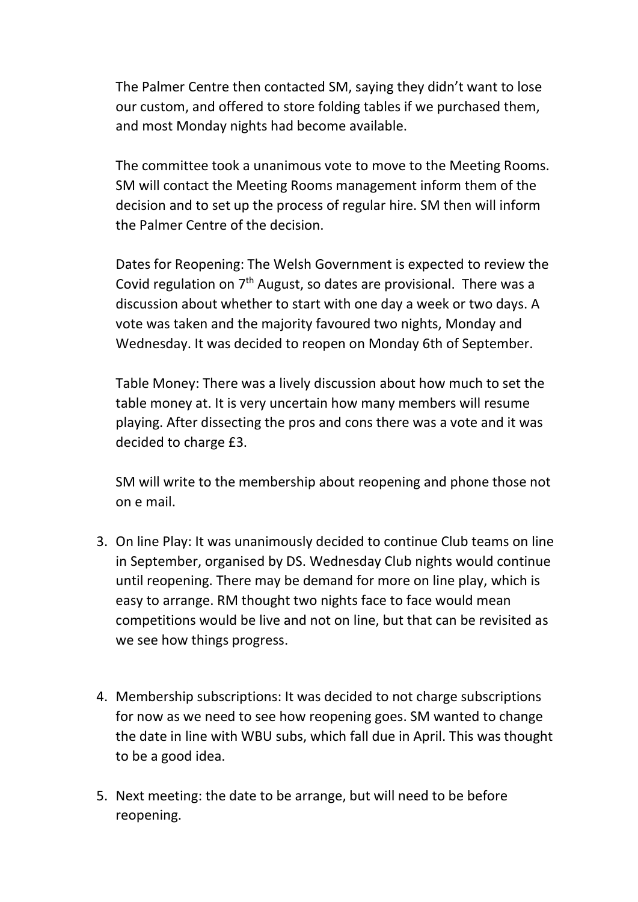The Palmer Centre then contacted SM, saying they didn't want to lose our custom, and offered to store folding tables if we purchased them, and most Monday nights had become available.

The committee took a unanimous vote to move to the Meeting Rooms. SM will contact the Meeting Rooms management inform them of the decision and to set up the process of regular hire. SM then will inform the Palmer Centre of the decision.

Dates for Reopening: The Welsh Government is expected to review the Covid regulation on 7th August, so dates are provisional. There was a discussion about whether to start with one day a week or two days. A vote was taken and the majority favoured two nights, Monday and Wednesday. It was decided to reopen on Monday 6th of September.

Table Money: There was a lively discussion about how much to set the table money at. It is very uncertain how many members will resume playing. After dissecting the pros and cons there was a vote and it was decided to charge £3.

SM will write to the membership about reopening and phone those not on e mail.

3. On line Play: It was unanimously decided to continue Club teams on line in September, organised by DS. Wednesday Club nights would continue until reopening. There may be demand for more on line play, which is easy to arrange. RM thought two nights face to face would mean competitions would be live and not on line, but that can be revisited as we see how things progress.

4. Membership subscriptions: It was decided to not charge subscriptions for now as we need to see how reopening goes. SM wanted to change the date in line with WBU subs, which fall due in April. This was thought to be a good idea.

5. Next meeting: the date to be arrange, but will need to be before reopening.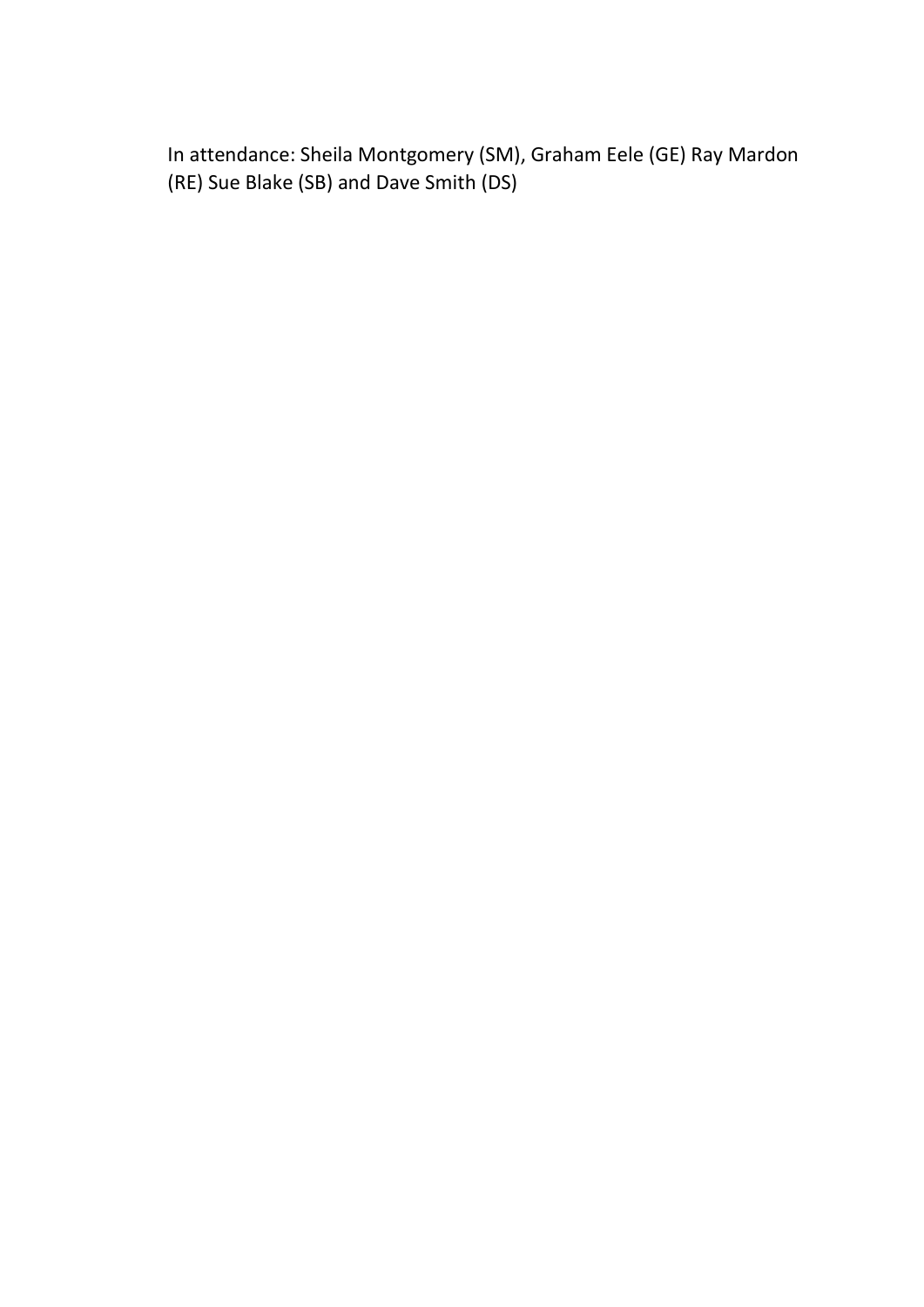In attendance: Sheila Montgomery (SM), Graham Eele (GE) Ray Mardon (RE) Sue Blake (SB) and Dave Smith (DS)